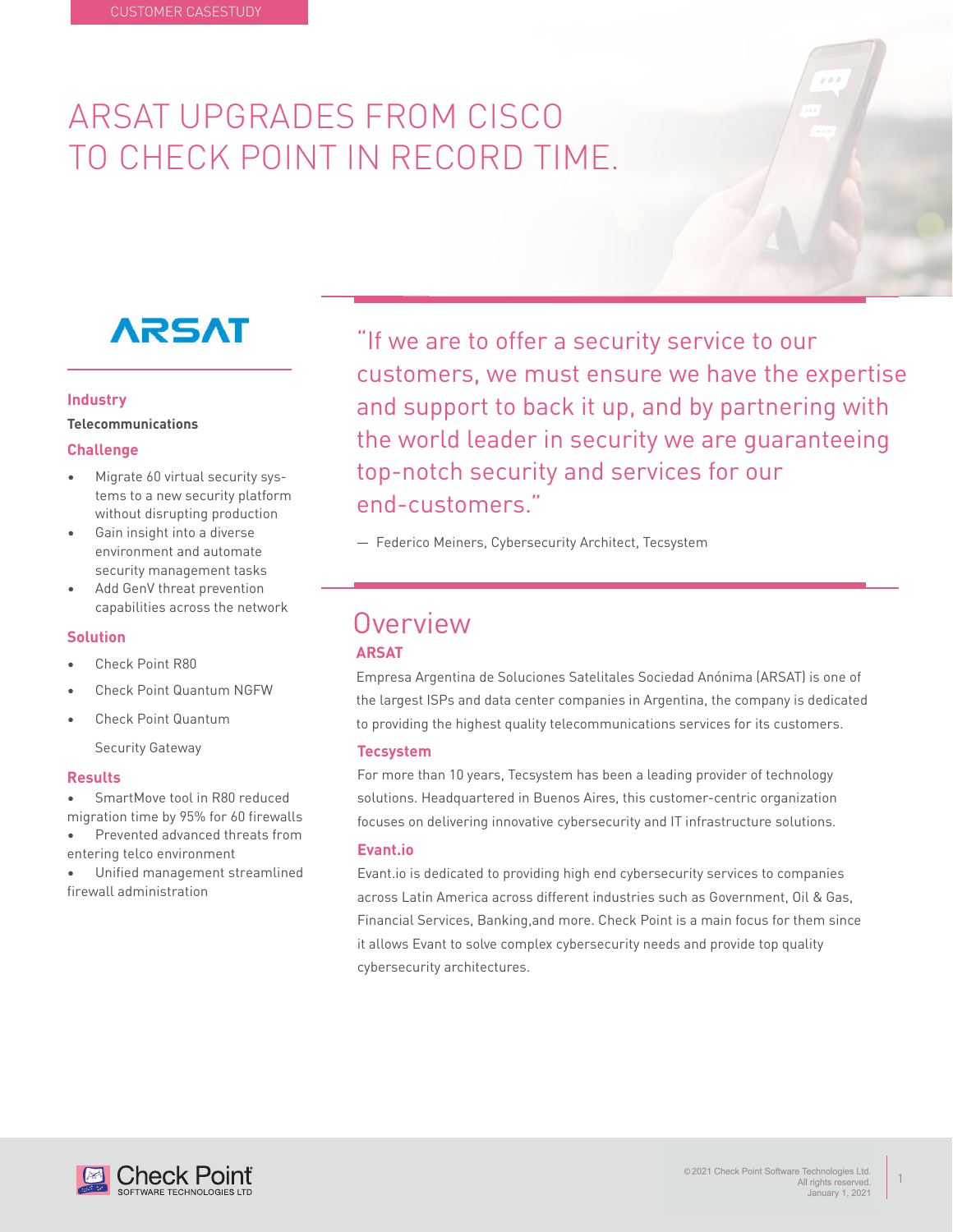CUSTOMER CASESTUDY

# ARSAT UPGRADES FROM CISCO TO CHECK POINT IN RECORD TIME.

ARSAT

### Industry

**Telecommunications**

### Challenge

- Migrate 60 virtual security systems to a new security platform without disrupting production
- Gain insight into a diverse environment and automate security management tasks
- Add GenV threat prevention capabilities across the network

### Solution

- Check Point R80
- Check Point Quantum NGFW
- Check Point Quantum Security Gateway

### Results

- SmartMove tool in R80 reduced migration time by 95% for 60 firewalls
- Prevented advanced threats from entering telco environment
- Unified management streamlined firewall administration

"If we are to offer a security service to our customers, we must ensure we have the expertise and support to back it up, and by partnering with the world leader in security we are guaranteeing top-notch security and services for our end-customers."

— Federico Meiners, Cybersecurity Architect, Tecsystem

## Overview

### ARSAT

Empresa Argentina de Soluciones Satelitales Sociedad Anónima (ARSAT) is one of the largest ISPs and data center companies in Argentina, the company is dedicated to providing the highest quality telecommunications services for its customers.

### Tecsystem

For more than 10 years, Tecsystem has been a leading provider of technology solutions. Headquartered in Buenos Aires, this customer-centric organization focuses on delivering innovative cybersecurity and IT infrastructure solutions.

### Evant.io

Evant.io is dedicated to providing high end cybersecurity services to companies across Latin America across different industries such as Government, Oil & Gas, Financial Services, Banking,and more. Check Point is a main focus for them since it allows Evant to solve complex cybersecurity needs and provide top quality cybersecurity architectures.

©2021 Check Point Software Technologies Ltd. All rights reserved. January 1, 2021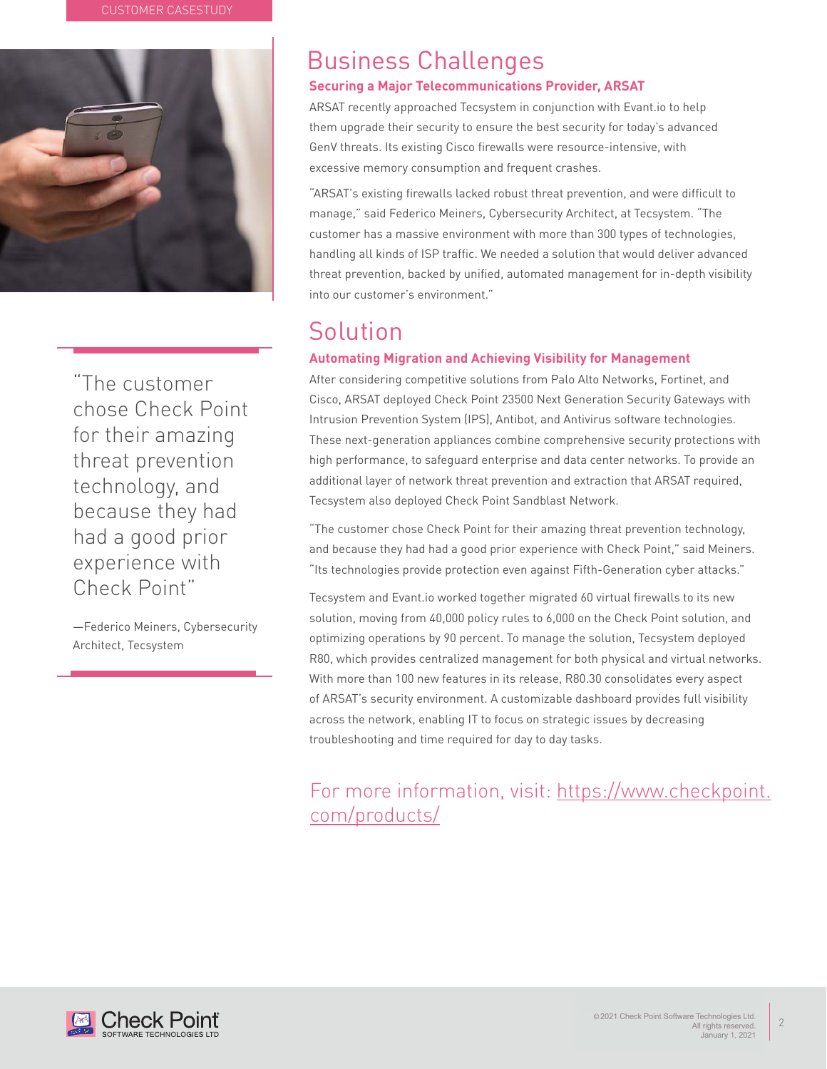CUSTOMER CASESTUDY

## Business Challenges

### Securing a Major Telecommunications Provider, ARSAT

ARSAT recently approached Tecsystem in conjunction with Evant.io to help them upgrade their security to ensure the best security for today's advanced GenV threats. Its existing Cisco firewalls were resource-intensive, with excessive memory consumption and frequent crashes.

"ARSAT's existing firewalls lacked robust threat prevention, and were difficult to manage," said Federico Meiners, Cybersecurity Architect, at Tecsystem. "The customer has a massive environment with more than 300 types of technologies, handling all kinds of ISP traffic. We needed a solution that would deliver advanced threat prevention, backed by unified, automated management for in-depth visibility into our customer's environment."

> "The customer chose Check Point for their amazing threat prevention technology, and because they had had a good prior experience with Check Point"
>
> —Federico Meiners, Cybersecurity Architect, Tecsystem

## Solution

### Automating Migration and Achieving Visibility for Management

After considering competitive solutions from Palo Alto Networks, Fortinet, and Cisco, ARSAT deployed Check Point 23500 Next Generation Security Gateways with Intrusion Prevention System (IPS), Antibot, and Antivirus software technologies. These next-generation appliances combine comprehensive security protections with high performance, to safeguard enterprise and data center networks. To provide an additional layer of network threat prevention and extraction that ARSAT required, Tecsystem also deployed Check Point Sandblast Network.

"The customer chose Check Point for their amazing threat prevention technology, and because they had had a good prior experience with Check Point," said Meiners. "Its technologies provide protection even against Fifth-Generation cyber attacks."

Tecsystem and Evant.io worked together migrated 60 virtual firewalls to its new solution, moving from 40,000 policy rules to 6,000 on the Check Point solution, and optimizing operations by 90 percent. To manage the solution, Tecsystem deployed R80, which provides centralized management for both physical and virtual networks. With more than 100 new features in its release, R80.30 consolidates every aspect of ARSAT's security environment. A customizable dashboard provides full visibility across the network, enabling IT to focus on strategic issues by decreasing troubleshooting and time required for day to day tasks.

For more information, visit: [https://www.checkpoint.com/products/](https://www.checkpoint.com/products/)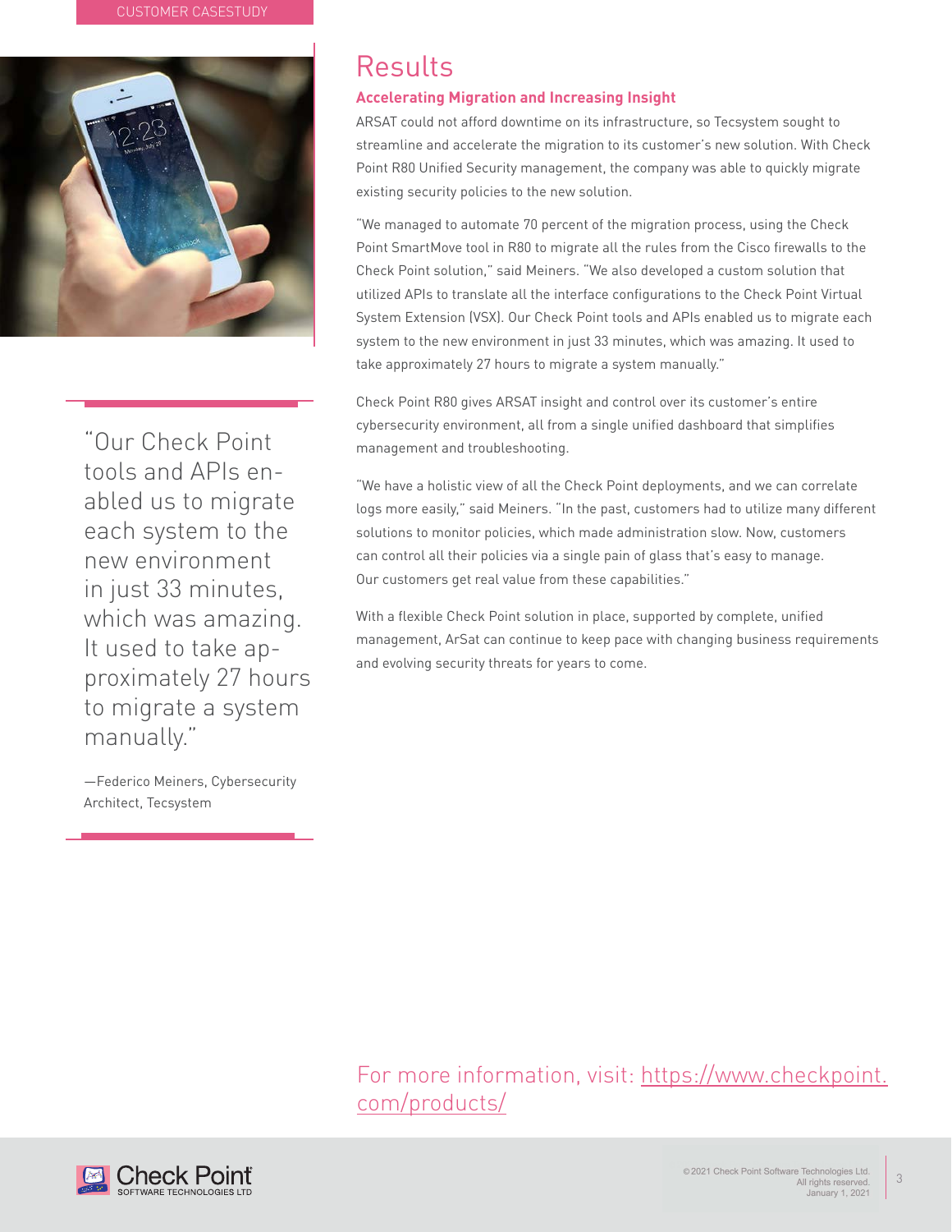# Results

### Accelerating Migration and Increasing Insight

ARSAT could not afford downtime on its infrastructure, so Tecsystem sought to streamline and accelerate the migration to its customer's new solution. With Check Point R80 Unified Security management, the company was able to quickly migrate existing security policies to the new solution.

"We managed to automate 70 percent of the migration process, using the Check Point SmartMove tool in R80 to migrate all the rules from the Cisco firewalls to the Check Point solution," said Meiners. "We also developed a custom solution that utilized APIs to translate all the interface configurations to the Check Point Virtual System Extension (VSX). Our Check Point tools and APIs enabled us to migrate each system to the new environment in just 33 minutes, which was amazing. It used to take approximately 27 hours to migrate a system manually."

Check Point R80 gives ARSAT insight and control over its customer's entire cybersecurity environment, all from a single unified dashboard that simplifies management and troubleshooting.

"We have a holistic view of all the Check Point deployments, and we can correlate logs more easily," said Meiners. "In the past, customers had to utilize many different solutions to monitor policies, which made administration slow. Now, customers can control all their policies via a single pain of glass that's easy to manage. Our customers get real value from these capabilities."

With a flexible Check Point solution in place, supported by complete, unified management, ArSat can continue to keep pace with changing business requirements and evolving security threats for years to come.

> "Our Check Point tools and APIs enabled us to migrate each system to the new environment in just 33 minutes, which was amazing. It used to take approximately 27 hours to migrate a system manually."
>
> —Federico Meiners, Cybersecurity Architect, Tecsystem

For more information, visit: https://www.checkpoint.com/products/

©2021 Check Point Software Technologies Ltd. All rights reserved. January 1, 2021